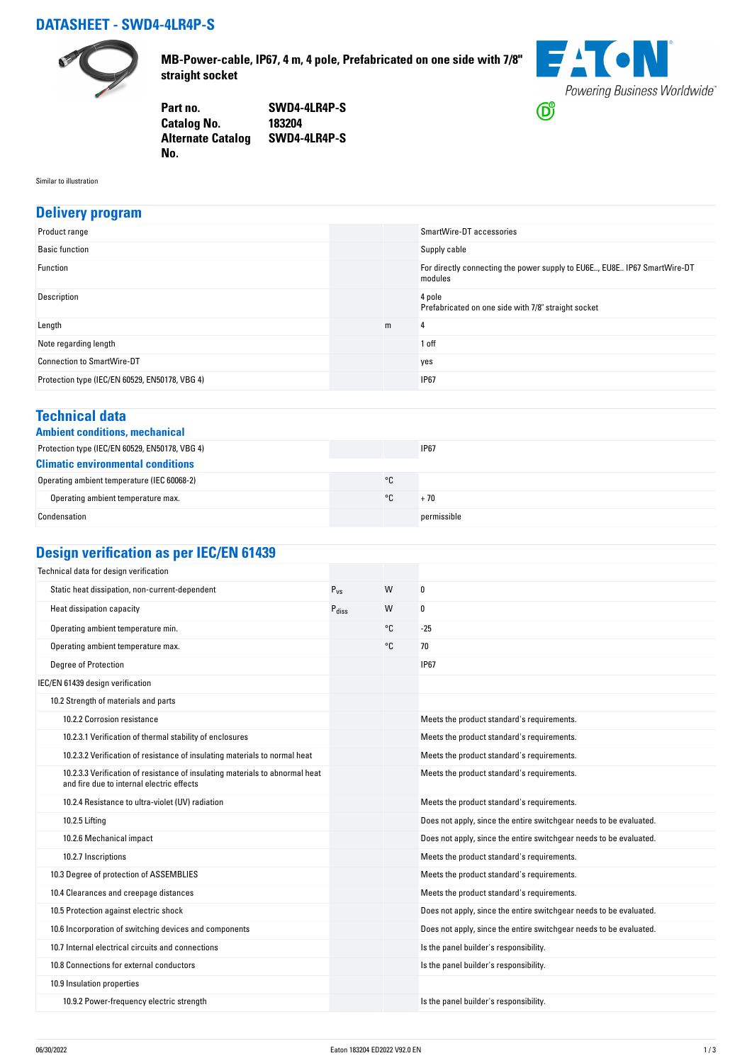# DATASHEET - SWD4-4LR4P-S

**MB-Power-cable, IP67, 4 m, 4 pole, Prefabricated on one side with 7/8" straight socket**

| | |
|---|---|
| **Part no.** | **SWD4-4LR4P-S** |
| **Catalog No.** | **183204** |
| **Alternate Catalog No.** | **SWD4-4LR4P-S** |

Similar to illustration

## Delivery program

| | | | |
|---|---|---|---|
| Product range | | | SmartWire-DT accessories |
| Basic function | | | Supply cable |
| Function | | | For directly connecting the power supply to EU6E.., EU8E.. IP67 SmartWire-DT modules |
| Description | | | 4 pole<br>Prefabricated on one side with 7/8" straight socket |
| Length | | m | 4 |
| Note regarding length | | | 1 off |
| Connection to SmartWire-DT | | | yes |
| Protection type (IEC/EN 60529, EN50178, VBG 4) | | | IP67 |

## Technical data

### Ambient conditions, mechanical

| | | | |
|---|---|---|---|
| Protection type (IEC/EN 60529, EN50178, VBG 4) | | | IP67 |

### Climatic environmental conditions

| | | | |
|---|---|---|---|
| Operating ambient temperature (IEC 60068-2) | | °C | |
| Operating ambient temperature max. | | °C | + 70 |
| Condensation | | | permissible |

## Design verification as per IEC/EN 61439

| | | | |
|---|---|---|---|
| Technical data for design verification | | | |
| Static heat dissipation, non-current-dependent | $P_{vs}$ | W | 0 |
| Heat dissipation capacity | $P_{diss}$ | W | 0 |
| Operating ambient temperature min. | | °C | -25 |
| Operating ambient temperature max. | | °C | 70 |
| Degree of Protection | | | IP67 |
| IEC/EN 61439 design verification | | | |
| 10.2 Strength of materials and parts | | | |
| 10.2.2 Corrosion resistance | | | Meets the product standard's requirements. |
| 10.2.3.1 Verification of thermal stability of enclosures | | | Meets the product standard's requirements. |
| 10.2.3.2 Verification of resistance of insulating materials to normal heat | | | Meets the product standard's requirements. |
| 10.2.3.3 Verification of resistance of insulating materials to abnormal heat and fire due to internal electric effects | | | Meets the product standard's requirements. |
| 10.2.4 Resistance to ultra-violet (UV) radiation | | | Meets the product standard's requirements. |
| 10.2.5 Lifting | | | Does not apply, since the entire switchgear needs to be evaluated. |
| 10.2.6 Mechanical impact | | | Does not apply, since the entire switchgear needs to be evaluated. |
| 10.2.7 Inscriptions | | | Meets the product standard's requirements. |
| 10.3 Degree of protection of ASSEMBLIES | | | Meets the product standard's requirements. |
| 10.4 Clearances and creepage distances | | | Meets the product standard's requirements. |
| 10.5 Protection against electric shock | | | Does not apply, since the entire switchgear needs to be evaluated. |
| 10.6 Incorporation of switching devices and components | | | Does not apply, since the entire switchgear needs to be evaluated. |
| 10.7 Internal electrical circuits and connections | | | Is the panel builder's responsibility. |
| 10.8 Connections for external conductors | | | Is the panel builder's responsibility. |
| 10.9 Insulation properties | | | |
| 10.9.2 Power-frequency electric strength | | | Is the panel builder's responsibility. |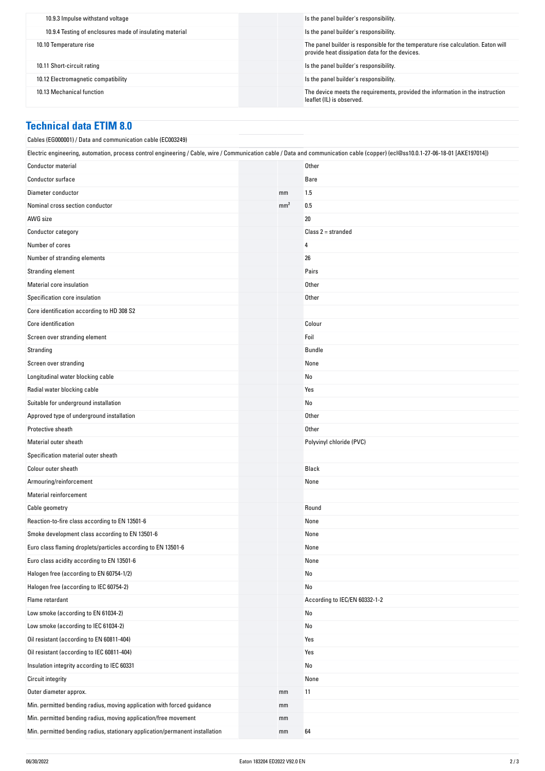| | | |
|---|---|---|
| 10.9.3 Impulse withstand voltage | | Is the panel builder's responsibility. |
| 10.9.4 Testing of enclosures made of insulating material | | Is the panel builder's responsibility. |
| 10.10 Temperature rise | | The panel builder is responsible for the temperature rise calculation. Eaton will provide heat dissipation data for the devices. |
| 10.11 Short-circuit rating | | Is the panel builder's responsibility. |
| 10.12 Electromagnetic compatibility | | Is the panel builder's responsibility. |
| 10.13 Mechanical function | | The device meets the requirements, provided the information in the instruction leaflet (IL) is observed. |

## Technical data ETIM 8.0

Cables (EG000001) / Data and communication cable (EC003249)

Electric engineering, automation, process control engineering / Cable, wire / Communication cable / Data and communication cable (copper) (ecl@ss10.0.1-27-06-18-01 [AKE197014])

| | | |
|---|---|---|
| Conductor material | | Other |
| Conductor surface | | Bare |
| Diameter conductor | mm | 1.5 |
| Nominal cross section conductor | $mm^2$ | 0.5 |
| AWG size | | 20 |
| Conductor category | | Class 2 = stranded |
| Number of cores | | 4 |
| Number of stranding elements | | 26 |
| Stranding element | | Pairs |
| Material core insulation | | Other |
| Specification core insulation | | Other |
| Core identification according to HD 308 S2 | | |
| Core identification | | Colour |
| Screen over stranding element | | Foil |
| Stranding | | Bundle |
| Screen over stranding | | None |
| Longitudinal water blocking cable | | No |
| Radial water blocking cable | | Yes |
| Suitable for underground installation | | No |
| Approved type of underground installation | | Other |
| Protective sheath | | Other |
| Material outer sheath | | Polyvinyl chloride (PVC) |
| Specification material outer sheath | | |
| Colour outer sheath | | Black |
| Armouring/reinforcement | | None |
| Material reinforcement | | |
| Cable geometry | | Round |
| Reaction-to-fire class according to EN 13501-6 | | None |
| Smoke development class according to EN 13501-6 | | None |
| Euro class flaming droplets/particles according to EN 13501-6 | | None |
| Euro class acidity according to EN 13501-6 | | None |
| Halogen free (according to EN 60754-1/2) | | No |
| Halogen free (according to IEC 60754-2) | | No |
| Flame retardant | | According to IEC/EN 60332-1-2 |
| Low smoke (according to EN 61034-2) | | No |
| Low smoke (according to IEC 61034-2) | | No |
| Oil resistant (according to EN 60811-404) | | Yes |
| Oil resistant (according to IEC 60811-404) | | Yes |
| Insulation integrity according to IEC 60331 | | No |
| Circuit integrity | | None |
| Outer diameter approx. | mm | 11 |
| Min. permitted bending radius, moving application with forced guidance | mm | |
| Min. permitted bending radius, moving application/free movement | mm | |
| Min. permitted bending radius, stationary application/permanent installation | mm | 64 |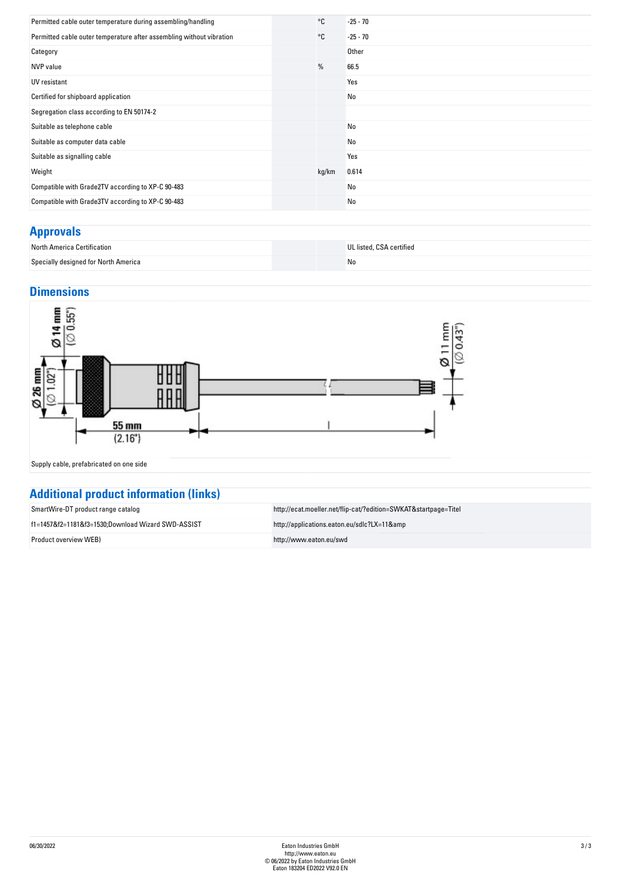| | | |
|---|---|---|
| Permitted cable outer temperature during assembling/handling | °C | -25 - 70 |
| Permitted cable outer temperature after assembling without vibration | °C | -25 - 70 |
| Category | | Other |
| NVP value | % | 66.5 |
| UV resistant | | Yes |
| Certified for shipboard application | | No |
| Segregation class according to EN 50174-2 | | |
| Suitable as telephone cable | | No |
| Suitable as computer data cable | | No |
| Suitable as signalling cable | | Yes |
| Weight | kg/km | 0.614 |
| Compatible with Grade2TV according to XP-C 90-483 | | No |
| Compatible with Grade3TV according to XP-C 90-483 | | No |

## Approvals

| | | |
|---|---|---|
| North America Certification | | UL listed, CSA certified |
| Specially designed for North America | | No |

## Dimensions

Ø 14 mm (Ø 0.55")
Ø 26 mm (Ø 1.02")
55 mm (2.16")
l
Ø 11 mm (Ø 0.43")

Supply cable, prefabricated on one side

## Additional product information (links)

| | |
|---|---|
| SmartWire-DT product range catalog | http://ecat.moeller.net/flip-cat/?edition=SWKAT&startpage=Titel |
| f1=1457&f2=1181&f3=1530;Download Wizard SWD-ASSIST | http://applications.eaton.eu/sdlc?LX=11&amp |
| Product overview WEB) | http://www.eaton.eu/swd |